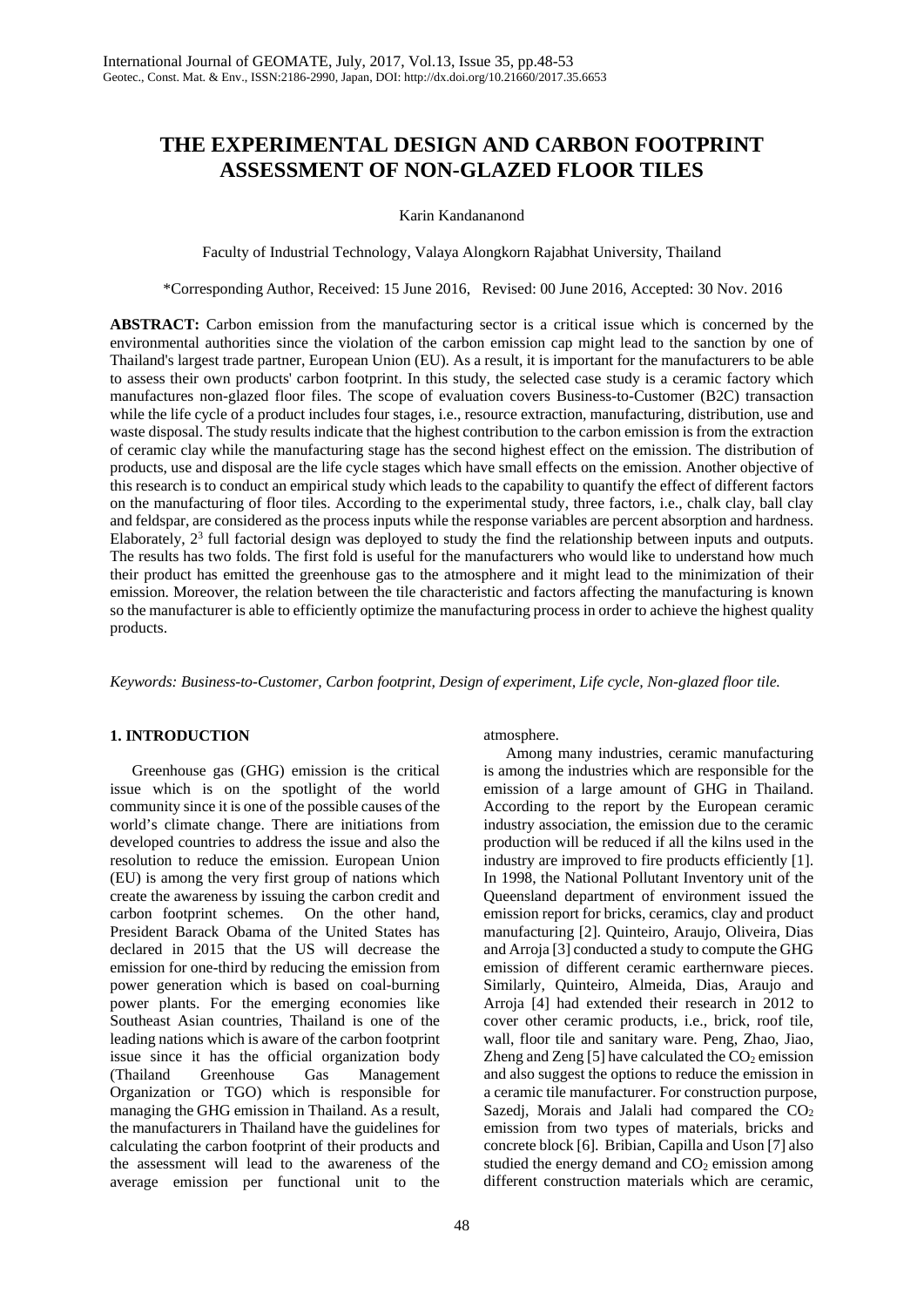# THE EXPERIMENTAL DESIGN AND CARBON FOOTPRINT ASSESSMENT OF NON-GLAZED FLOOR TILES

Karin Kandananond

Faculty of Industrial Technology, Valaya Alongkorn Rajabhat University, Thailand

*Corresponding Author, Received: 15 June 2016, Revised: 00 June 2016, Accepted: 30 Nov. 2016

**ABSTRACT:** Carbon emission from the manufacturing sector is a critical issue which is concerned by the environmental authorities since the violation of the carbon emission cap might lead to the sanction by one of Thailand's largest trade partner, European Union (EU). As a result, it is important for the manufacturers to be able to assess their own products' carbon footprint. In this study, the selected case study is a ceramic factory which manufactures non-glazed floor files. The scope of evaluation covers Business-to-Customer (B2C) transaction while the life cycle of a product includes four stages, i.e., resource extraction, manufacturing, distribution, use and waste disposal. The study results indicate that the highest contribution to the carbon emission is from the extraction of ceramic clay while the manufacturing stage has the second highest effect on the emission. The distribution of products, use and disposal are the life cycle stages which have small effects on the emission. Another objective of this research is to conduct an empirical study which leads to the capability to quantify the effect of different factors on the manufacturing of floor tiles. According to the experimental study, three factors, i.e., chalk clay, ball clay and feldspar, are considered as the process inputs while the response variables are percent absorption and hardness. Elaborately, $2^3$ full factorial design was deployed to study the find the relationship between inputs and outputs. The results has two folds. The first fold is useful for the manufacturers who would like to understand how much their product has emitted the greenhouse gas to the atmosphere and it might lead to the minimization of their emission. Moreover, the relation between the tile characteristic and factors affecting the manufacturing is known so the manufacturer is able to efficiently optimize the manufacturing process in order to achieve the highest quality products.

*Keywords: Business-to-Customer, Carbon footprint, Design of experiment, Life cycle, Non-glazed floor tile.*

## 1. INTRODUCTION

Greenhouse gas (GHG) emission is the critical issue which is on the spotlight of the world community since it is one of the possible causes of the world's climate change. There are initiations from developed countries to address the issue and also the resolution to reduce the emission. European Union (EU) is among the very first group of nations which create the awareness by issuing the carbon credit and carbon footprint schemes. On the other hand, President Barack Obama of the United States has declared in 2015 that the US will decrease the emission for one-third by reducing the emission from power generation which is based on coal-burning power plants. For the emerging economies like Southeast Asian countries, Thailand is one of the leading nations which is aware of the carbon footprint issue since it has the official organization body (Thailand Greenhouse Gas Management Organization or TGO) which is responsible for managing the GHG emission in Thailand. As a result, the manufacturers in Thailand have the guidelines for calculating the carbon footprint of their products and the assessment will lead to the awareness of the average emission per functional unit to the atmosphere.

Among many industries, ceramic manufacturing is among the industries which are responsible for the emission of a large amount of GHG in Thailand. According to the report by the European ceramic industry association, the emission due to the ceramic production will be reduced if all the kilns used in the industry are improved to fire products efficiently [1]. In 1998, the National Pollutant Inventory unit of the Queensland department of environment issued the emission report for bricks, ceramics, clay and product manufacturing [2]. Quinteiro, Araujo, Oliveira, Dias and Arroja [3] conducted a study to compute the GHG emission of different ceramic earthernware pieces. Similarly, Quinteiro, Almeida, Dias, Araujo and Arroja [4] had extended their research in 2012 to cover other ceramic products, i.e., brick, roof tile, wall, floor tile and sanitary ware. Peng, Zhao, Jiao, Zheng and Zeng [5] have calculated the $CO_2$ emission and also suggest the options to reduce the emission in a ceramic tile manufacturer. For construction purpose, Sazedj, Morais and Jalali had compared the $CO_2$ emission from two types of materials, bricks and concrete block [6]. Bribian, Capilla and Uson [7] also studied the energy demand and $CO_2$ emission among different construction materials which are ceramic,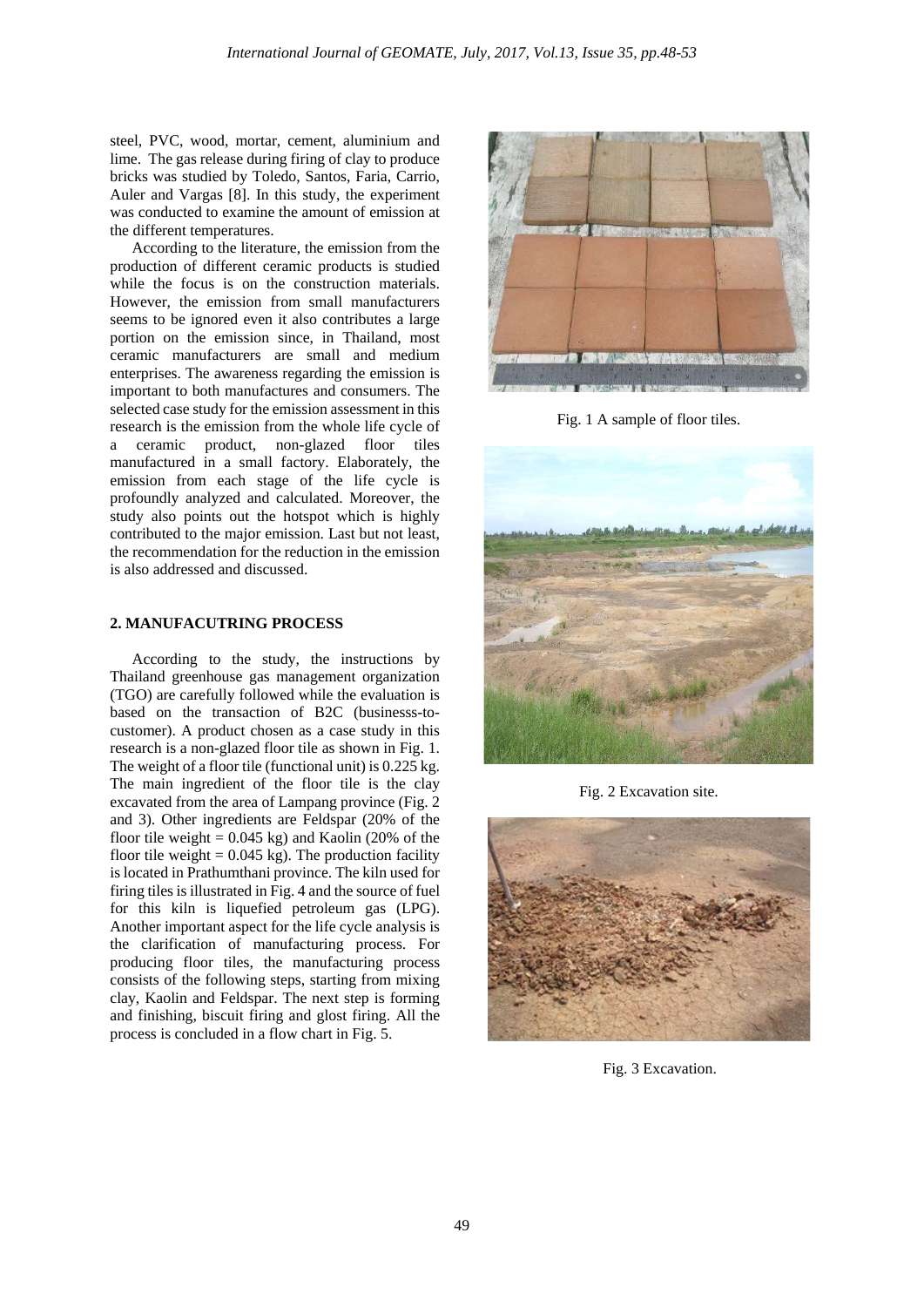steel, PVC, wood, mortar, cement, aluminium and lime. The gas release during firing of clay to produce bricks was studied by Toledo, Santos, Faria, Carrio, Auler and Vargas [8]. In this study, the experiment was conducted to examine the amount of emission at the different temperatures.

According to the literature, the emission from the production of different ceramic products is studied while the focus is on the construction materials. However, the emission from small manufacturers seems to be ignored even it also contributes a large portion on the emission since, in Thailand, most ceramic manufacturers are small and medium enterprises. The awareness regarding the emission is important to both manufactures and consumers. The selected case study for the emission assessment in this research is the emission from the whole life cycle of a ceramic product, non-glazed floor tiles manufactured in a small factory. Elaborately, the emission from each stage of the life cycle is profoundly analyzed and calculated. Moreover, the study also points out the hotspot which is highly contributed to the major emission. Last but not least, the recommendation for the reduction in the emission is also addressed and discussed.

## 2. MANUFACUTRING PROCESS

According to the study, the instructions by Thailand greenhouse gas management organization (TGO) are carefully followed while the evaluation is based on the transaction of B2C (businesss-to-customer). A product chosen as a case study in this research is a non-glazed floor tile as shown in Fig. 1. The weight of a floor tile (functional unit) is 0.225 kg. The main ingredient of the floor tile is the clay excavated from the area of Lampang province (Fig. 2 and 3). Other ingredients are Feldspar (20% of the floor tile weight = 0.045 kg) and Kaolin (20% of the floor tile weight = 0.045 kg). The production facility is located in Prathumthani province. The kiln used for firing tiles is illustrated in Fig. 4 and the source of fuel for this kiln is liquefied petroleum gas (LPG). Another important aspect for the life cycle analysis is the clarification of manufacturing process. For producing floor tiles, the manufacturing process consists of the following steps, starting from mixing clay, Kaolin and Feldspar. The next step is forming and finishing, biscuit firing and glost firing. All the process is concluded in a flow chart in Fig. 5.

Fig. 1 A sample of floor tiles.

Fig. 2 Excavation site.

Fig. 3 Excavation.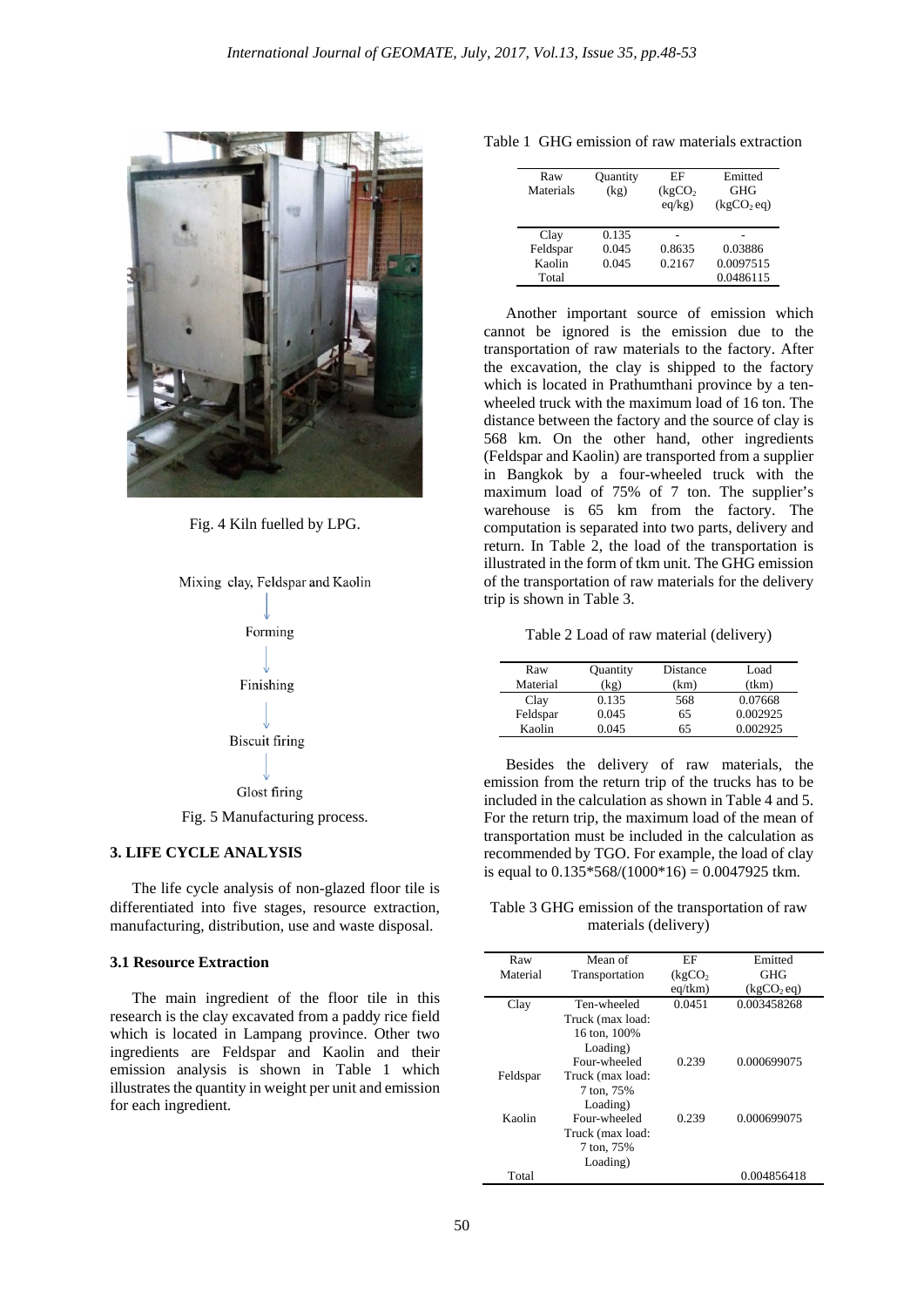Fig. 4 Kiln fuelled by LPG.

Mixing clay, Feldspar and Kaolin

↓

Forming

↓

Finishing

↓

Biscuit firing

↓

Glost firing

Fig. 5 Manufacturing process.

## 3. LIFE CYCLE ANALYSIS

The life cycle analysis of non-glazed floor tile is differentiated into five stages, resource extraction, manufacturing, distribution, use and waste disposal.

### 3.1 Resource Extraction

The main ingredient of the floor tile in this research is the clay excavated from a paddy rice field which is located in Lampang province. Other two ingredients are Feldspar and Kaolin and their emission analysis is shown in Table 1 which illustrates the quantity in weight per unit and emission for each ingredient.

Table 1 GHG emission of raw materials extraction

| Raw Materials | Quantity (kg) | EF ($kgCO_2$ eq/kg) | Emitted GHG ($kgCO_2$ eq) |
|---|---|---|---|
| Clay | 0.135 | - | - |
| Feldspar | 0.045 | 0.8635 | 0.03886 |
| Kaolin | 0.045 | 0.2167 | 0.0097515 |
| Total | | | 0.0486115 |

Another important source of emission which cannot be ignored is the emission due to the transportation of raw materials to the factory. After the excavation, the clay is shipped to the factory which is located in Prathumthani province by a ten-wheeled truck with the maximum load of 16 ton. The distance between the factory and the source of clay is 568 km. On the other hand, other ingredients (Feldspar and Kaolin) are transported from a supplier in Bangkok by a four-wheeled truck with the maximum load of 75% of 7 ton. The supplier's warehouse is 65 km from the factory. The computation is separated into two parts, delivery and return. In Table 2, the load of the transportation is illustrated in the form of tkm unit. The GHG emission of the transportation of raw materials for the delivery trip is shown in Table 3.

Table 2 Load of raw material (delivery)

| Raw Material | Quantity (kg) | Distance (km) | Load (tkm) |
|---|---|---|---|
| Clay | 0.135 | 568 | 0.07668 |
| Feldspar | 0.045 | 65 | 0.002925 |
| Kaolin | 0.045 | 65 | 0.002925 |

Besides the delivery of raw materials, the emission from the return trip of the trucks has to be included in the calculation as shown in Table 4 and 5. For the return trip, the maximum load of the mean of transportation must be included in the calculation as recommended by TGO. For example, the load of clay is equal to 0.135*568/(1000*16) = 0.0047925 tkm.

Table 3 GHG emission of the transportation of raw materials (delivery)

| Raw Material | Mean of Transportation | EF ($kgCO_2$ eq/tkm) | Emitted GHG ($kgCO_2$ eq) |
|---|---|---|---|
| Clay | Ten-wheeled Truck (max load: 16 ton, 100% Loading) | 0.0451 | 0.003458268 |
| Feldspar | Four-wheeled Truck (max load: 7 ton, 75% Loading) | 0.239 | 0.000699075 |
| Kaolin | Four-wheeled Truck (max load: 7 ton, 75% Loading) | 0.239 | 0.000699075 |
| Total | | | 0.004856418 |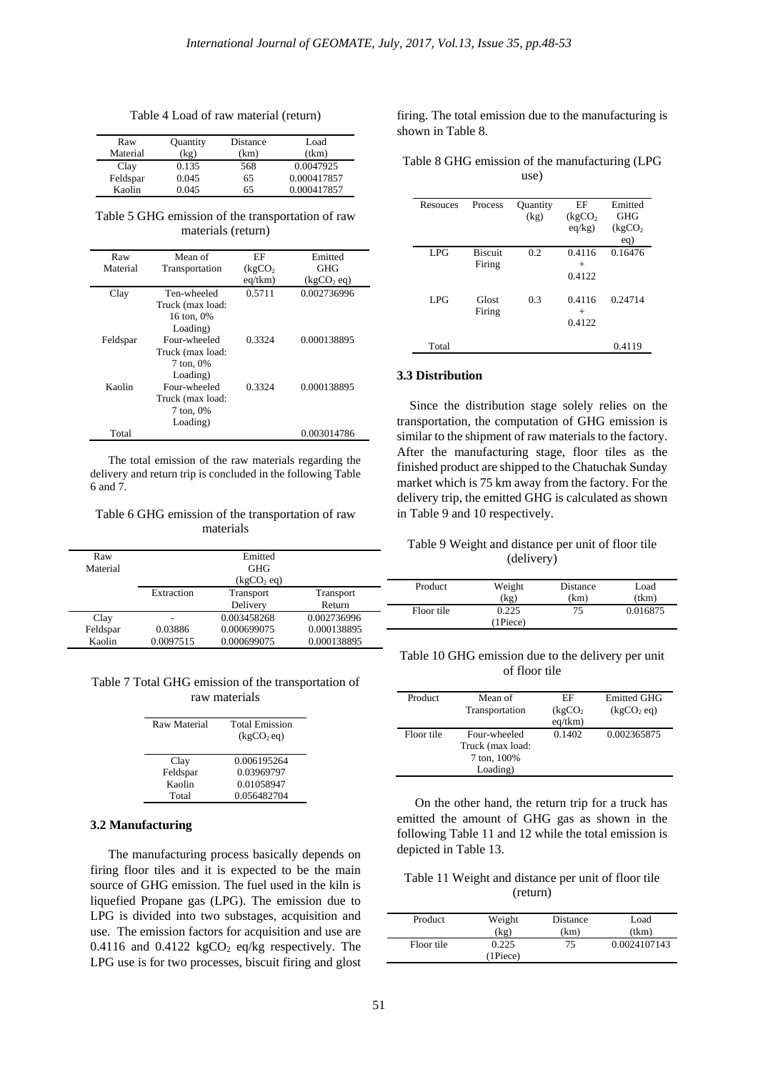Table 4 Load of raw material (return)

| Raw Material | Quantity (kg) | Distance (km) | Load (tkm) |
|---|---|---|---|
| Clay | 0.135 | 568 | 0.0047925 |
| Feldspar | 0.045 | 65 | 0.000417857 |
| Kaolin | 0.045 | 65 | 0.000417857 |

Table 5 GHG emission of the transportation of raw materials (return)

| Raw Material | Mean of Transportation | EF ($kgCO_2$ eq/tkm) | Emitted GHG ($kgCO_2$ eq) |
|---|---|---|---|
| Clay | Ten-wheeled Truck (max load: 16 ton, 0% Loading) | 0.5711 | 0.002736996 |
| Feldspar | Four-wheeled Truck (max load: 7 ton, 0% Loading) | 0.3324 | 0.000138895 |
| Kaolin | Four-wheeled Truck (max load: 7 ton, 0% Loading) | 0.3324 | 0.000138895 |
| Total | | | 0.003014786 |

The total emission of the raw materials regarding the delivery and return trip is concluded in the following Table 6 and 7.

Table 6 GHG emission of the transportation of raw materials

| Raw Material | Emitted GHG ($kgCO_2$ eq) | | |
|---|---|---|---|
| | Extraction | Transport Delivery | Transport Return |
| Clay | - | 0.003458268 | 0.002736996 |
| Feldspar | 0.03886 | 0.000699075 | 0.000138895 |
| Kaolin | 0.0097515 | 0.000699075 | 0.000138895 |

Table 7 Total GHG emission of the transportation of raw materials

| Raw Material | Total Emission ($kgCO_2$ eq) |
|---|---|
| Clay | 0.006195264 |
| Feldspar | 0.03969797 |
| Kaolin | 0.01058947 |
| Total | 0.056482704 |

### 3.2 Manufacturing

The manufacturing process basically depends on firing floor tiles and it is expected to be the main source of GHG emission. The fuel used in the kiln is liquefied Propane gas (LPG). The emission due to LPG is divided into two substages, acquisition and use. The emission factors for acquisition and use are 0.4116 and 0.4122 $kgCO_2$ eq/kg respectively. The LPG use is for two processes, biscuit firing and glost firing. The total emission due to the manufacturing is shown in Table 8.

Table 8 GHG emission of the manufacturing (LPG use)

| Resouces | Process | Quantity (kg) | EF ($kgCO_2$ eq/kg) | Emitted GHG ($kgCO_2$ eq) |
|---|---|---|---|---|
| LPG | Biscuit Firing | 0.2 | 0.4116 + 0.4122 | 0.16476 |
| LPG | Glost Firing | 0.3 | 0.4116 + 0.4122 | 0.24714 |
| Total | | | | 0.4119 |

### 3.3 Distribution

Since the distribution stage solely relies on the transportation, the computation of GHG emission is similar to the shipment of raw materials to the factory. After the manufacturing stage, floor tiles as the finished product are shipped to the Chatuchak Sunday market which is 75 km away from the factory. For the delivery trip, the emitted GHG is calculated as shown in Table 9 and 10 respectively.

Table 9 Weight and distance per unit of floor tile (delivery)

| Product | Weight (kg) | Distance (km) | Load (tkm) |
|---|---|---|---|
| Floor tile | 0.225 (1Piece) | 75 | 0.016875 |

Table 10 GHG emission due to the delivery per unit of floor tile

| Product | Mean of Transportation | EF ($kgCO_2$ eq/tkm) | Emitted GHG ($kgCO_2$ eq) |
|---|---|---|---|
| Floor tile | Four-wheeled Truck (max load: 7 ton, 100% Loading) | 0.1402 | 0.002365875 |

On the other hand, the return trip for a truck has emitted the amount of GHG gas as shown in the following Table 11 and 12 while the total emission is depicted in Table 13.

Table 11 Weight and distance per unit of floor tile (return)

| Product | Weight (kg) | Distance (km) | Load (tkm) |
|---|---|---|---|
| Floor tile | 0.225 (1Piece) | 75 | 0.0024107143 |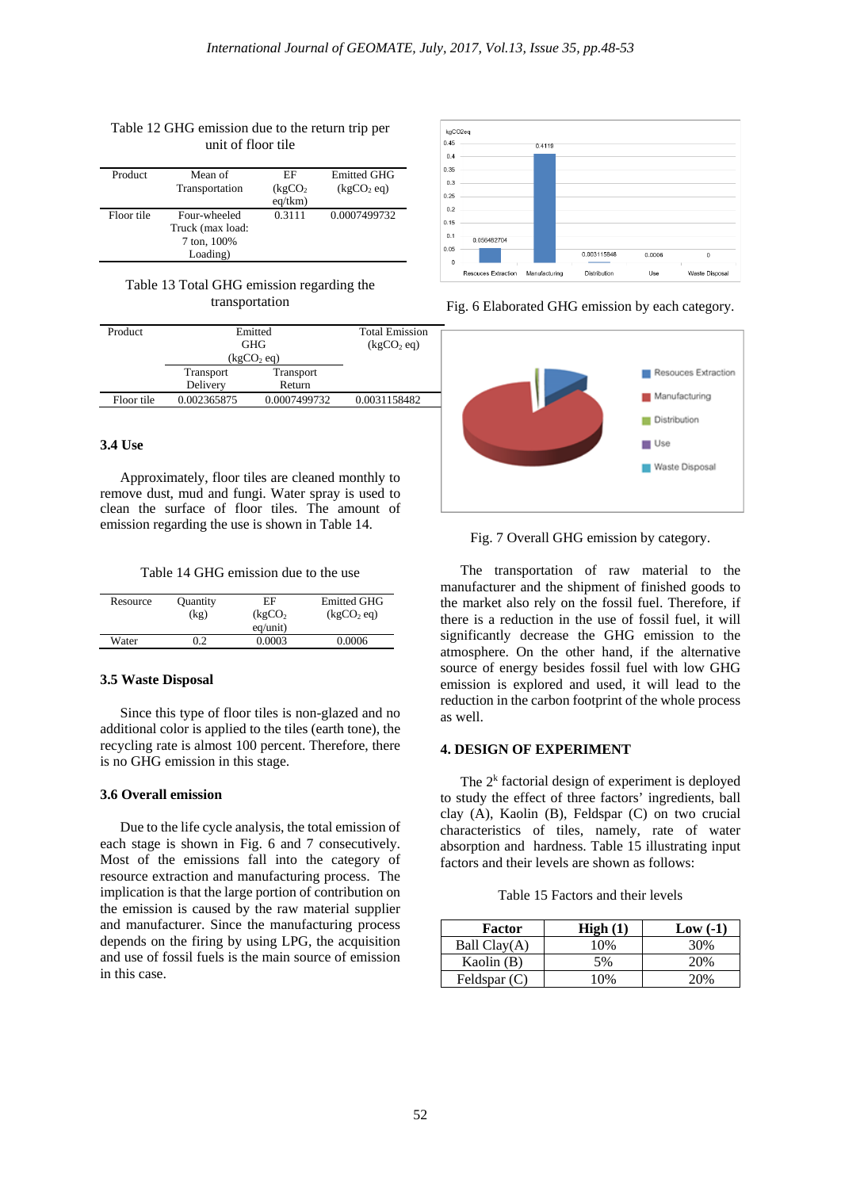Table 12 GHG emission due to the return trip per unit of floor tile

| Product | Mean of Transportation | EF ($kgCO_2$ eq/tkm) | Emitted GHG ($kgCO_2$ eq) |
|---|---|---|---|
| Floor tile | Four-wheeled Truck (max load: 7 ton, 100% Loading) | 0.3111 | 0.0007499732 |

Table 13 Total GHG emission regarding the transportation

| Product | Emitted GHG ($kgCO_2$ eq) | | Total Emission ($kgCO_2$ eq) |
|---|---|---|---|
| | Transport Delivery | Transport Return | |
| Floor tile | 0.002365875 | 0.0007499732 | 0.0031158482 |

### 3.4 Use

Approximately, floor tiles are cleaned monthly to remove dust, mud and fungi. Water spray is used to clean the surface of floor tiles. The amount of emission regarding the use is shown in Table 14.

Table 14 GHG emission due to the use

| Resource | Quantity (kg) | EF ($kgCO_2$ eq/unit) | Emitted GHG ($kgCO_2$ eq) |
|---|---|---|---|
| Water | 0.2 | 0.0003 | 0.0006 |

### 3.5 Waste Disposal

Since this type of floor tiles is non-glazed and no additional color is applied to the tiles (earth tone), the recycling rate is almost 100 percent. Therefore, there is no GHG emission in this stage.

### 3.6 Overall emission

Due to the life cycle analysis, the total emission of each stage is shown in Fig. 6 and 7 consecutively. Most of the emissions fall into the category of resource extraction and manufacturing process. The implication is that the large portion of contribution on the emission is caused by the raw material supplier and manufacturer. Since the manufacturing process depends on the firing by using LPG, the acquisition and use of fossil fuels is the main source of emission in this case.

Fig. 6 Elaborated GHG emission by each category.

Fig. 7 Overall GHG emission by category.

The transportation of raw material to the manufacturer and the shipment of finished goods to the market also rely on the fossil fuel. Therefore, if there is a reduction in the use of fossil fuel, it will significantly decrease the GHG emission to the atmosphere. On the other hand, if the alternative source of energy besides fossil fuel with low GHG emission is explored and used, it will lead to the reduction in the carbon footprint of the whole process as well.

## 4. DESIGN OF EXPERIMENT

The $2^k$ factorial design of experiment is deployed to study the effect of three factors' ingredients, ball clay (A), Kaolin (B), Feldspar (C) on two crucial characteristics of tiles, namely, rate of water absorption and hardness. Table 15 illustrating input factors and their levels are shown as follows:

Table 15 Factors and their levels

| Factor | High (1) | Low (-1) |
|---|---|---|
| Ball Clay(A) | 10% | 30% |
| Kaolin (B) | 5% | 20% |
| Feldspar (C) | 10% | 20% |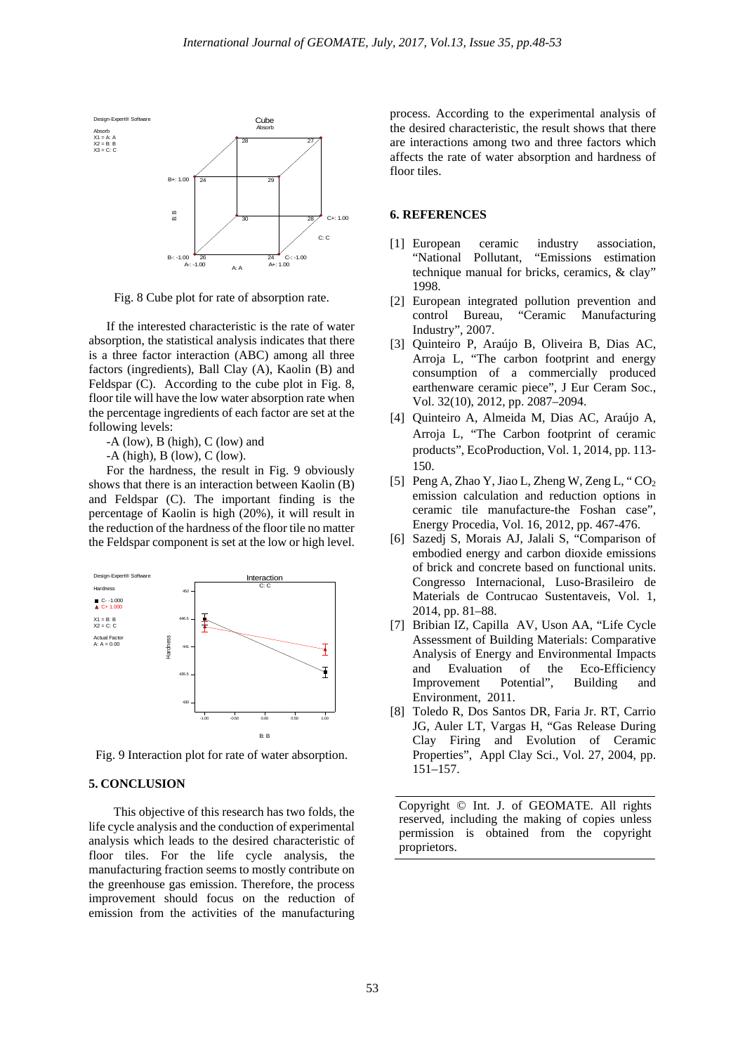Design-Expert® Software

Absorb
X1 = A: A
X2 = B: B
X3 = C: C

Cube
Absorb

28
27
B+: 1.00
24
29
B: B
30
28
C+: 1.00
C: C
B-: -1.00
26
24
C-: -1.00
A-: -1.00
A: A
A+: 1.00

Fig. 8 Cube plot for rate of absorption rate.

If the interested characteristic is the rate of water absorption, the statistical analysis indicates that there is a three factor interaction (ABC) among all three factors (ingredients), Ball Clay (A), Kaolin (B) and Feldspar (C). According to the cube plot in Fig. 8, floor tile will have the low water absorption rate when the percentage ingredients of each factor are set at the following levels:

-A (low), B (high), C (low) and

-A (high), B (low), C (low).

For the hardness, the result in Fig. 9 obviously shows that there is an interaction between Kaolin (B) and Feldspar (C). The important finding is the percentage of Kaolin is high (20%), it will result in the reduction of the hardness of the floor tile no matter the Feldspar component is set at the low or high level.

Design-Expert® Software

Hardness

C- -1.000
C+ 1.000

X1 = B: B
X2 = C: C

Actual Factor
A: A = 0.00

Interaction
C: C

Hardness

452
446.5
441
435.5
430

-1.00
-0.50
0.00
0.50
1.00

B: B

Fig. 9 Interaction plot for rate of water absorption.

## 5. CONCLUSION

This objective of this research has two folds, the life cycle analysis and the conduction of experimental analysis which leads to the desired characteristic of floor tiles. For the life cycle analysis, the manufacturing fraction seems to mostly contribute on the greenhouse gas emission. Therefore, the process improvement should focus on the reduction of emission from the activities of the manufacturing process. According to the experimental analysis of the desired characteristic, the result shows that there are interactions among two and three factors which affects the rate of water absorption and hardness of floor tiles.

## 6. REFERENCES

[1] European ceramic industry association, "National Pollutant, "Emissions estimation technique manual for bricks, ceramics, & clay" 1998.

[2] European integrated pollution prevention and control Bureau, "Ceramic Manufacturing Industry", 2007.

[3] Quinteiro P, Araújo B, Oliveira B, Dias AC, Arroja L, "The carbon footprint and energy consumption of a commercially produced earthenware ceramic piece", J Eur Ceram Soc., Vol. 32(10), 2012, pp. 2087–2094.

[4] Quinteiro A, Almeida M, Dias AC, Araújo A, Arroja L, "The Carbon footprint of ceramic products", EcoProduction, Vol. 1, 2014, pp. 113-150.

[5] Peng A, Zhao Y, Jiao L, Zheng W, Zeng L, " $CO_2$ emission calculation and reduction options in ceramic tile manufacture-the Foshan case", Energy Procedia, Vol. 16, 2012, pp. 467-476.

[6] Sazedj S, Morais AJ, Jalali S, "Comparison of embodied energy and carbon dioxide emissions of brick and concrete based on functional units. Congresso Internacional, Luso-Brasileiro de Materiais de Contrucao Sustentaveis, Vol. 1, 2014, pp. 81–88.

[7] Bribian IZ, Capilla AV, Uson AA, "Life Cycle Assessment of Building Materials: Comparative Analysis of Energy and Environmental Impacts and Evaluation of the Eco-Efficiency Improvement Potential", Building and Environment, 2011.

[8] Toledo R, Dos Santos DR, Faria Jr. RT, Carrio JG, Auler LT, Vargas H, "Gas Release During Clay Firing and Evolution of Ceramic Properties", Appl Clay Sci., Vol. 27, 2004, pp. 151–157.

Copyright © Int. J. of GEOMATE. All rights reserved, including the making of copies unless permission is obtained from the copyright proprietors.